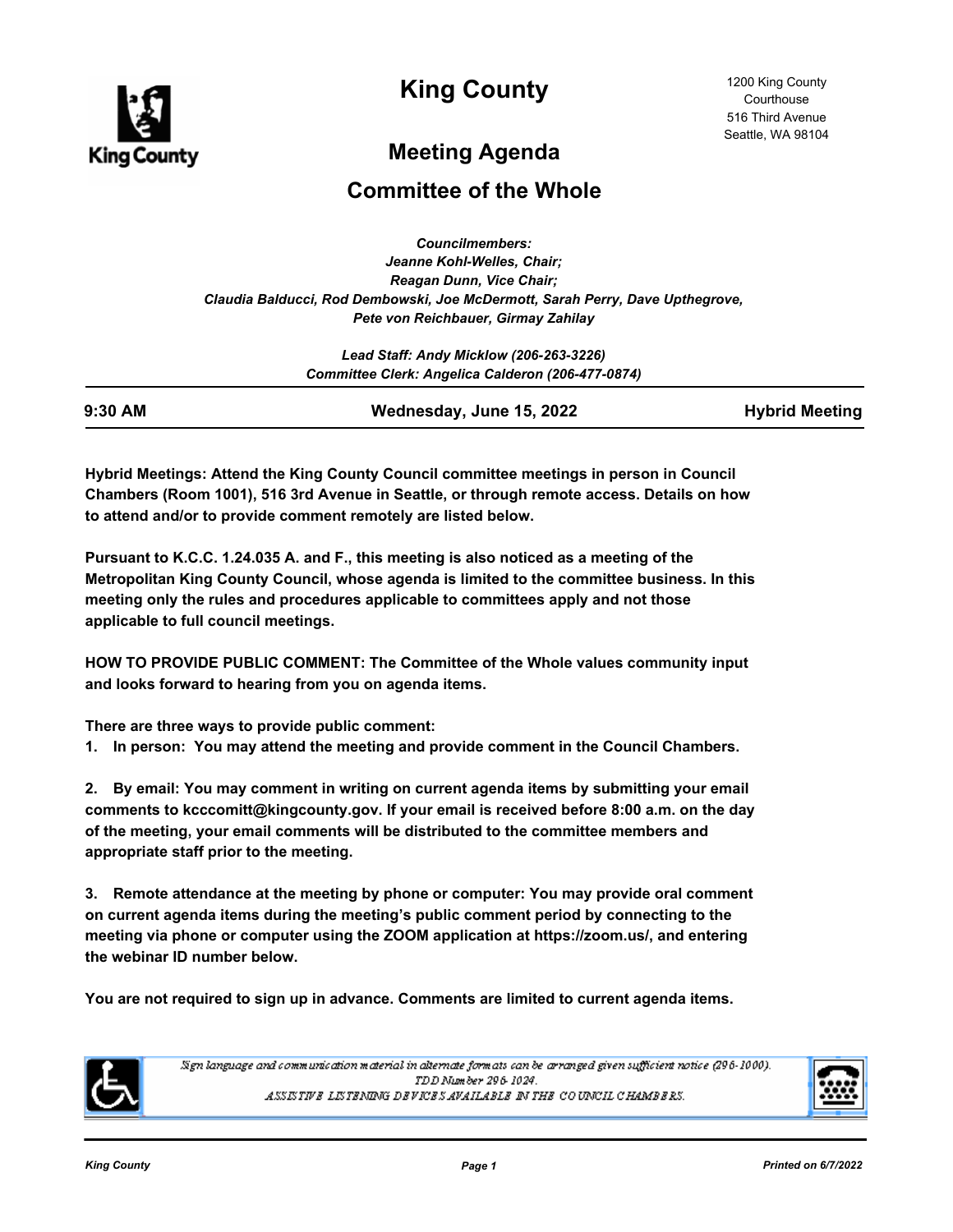# King County

1200 King County Courthouse
516 Third Avenue
Seattle, WA 98104

## Meeting Agenda

## Committee of the Whole

*Councilmembers:*
*Jeanne Kohl-Welles, Chair;*
*Reagan Dunn, Vice Chair;*
*Claudia Balducci, Rod Dembowski, Joe McDermott, Sarah Perry, Dave Upthegrove, Pete von Reichbauer, Girmay Zahilay*

*Lead Staff: Andy Micklow (206-263-3226)*
*Committee Clerk: Angelica Calderon (206-477-0874)*

**9:30 AM** **Wednesday, June 15, 2022** **Hybrid Meeting**

**Hybrid Meetings: Attend the King County Council committee meetings in person in Council Chambers (Room 1001), 516 3rd Avenue in Seattle, or through remote access. Details on how to attend and/or to provide comment remotely are listed below.**

**Pursuant to K.C.C. 1.24.035 A. and F., this meeting is also noticed as a meeting of the Metropolitan King County Council, whose agenda is limited to the committee business. In this meeting only the rules and procedures applicable to committees apply and not those applicable to full council meetings.**

**HOW TO PROVIDE PUBLIC COMMENT: The Committee of the Whole values community input and looks forward to hearing from you on agenda items.**

**There are three ways to provide public comment:**

1. **In person: You may attend the meeting and provide comment in the Council Chambers.**

2. **By email: You may comment in writing on current agenda items by submitting your email comments to kcccomitt@kingcounty.gov. If your email is received before 8:00 a.m. on the day of the meeting, your email comments will be distributed to the committee members and appropriate staff prior to the meeting.**

3. **Remote attendance at the meeting by phone or computer: You may provide oral comment on current agenda items during the meeting's public comment period by connecting to the meeting via phone or computer using the ZOOM application at https://zoom.us/, and entering the webinar ID number below.**

**You are not required to sign up in advance. Comments are limited to current agenda items.**

*Sign language and communication material in alternate formats can be arranged given sufficient notice (296-1000).*
*TDD Number 296-1024.*
*ASSISTIVE LISTENING DEVICES AVAILABLE IN THE COUNCIL CHAMBERS.*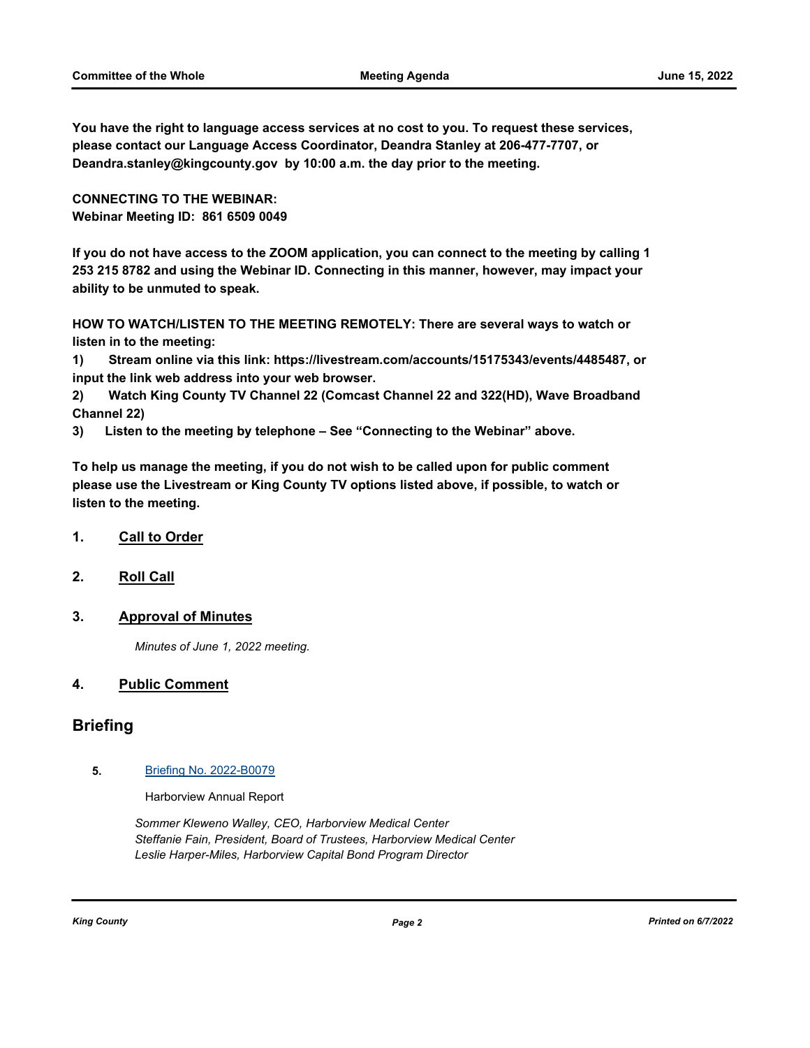**You have the right to language access services at no cost to you. To request these services, please contact our Language Access Coordinator, Deandra Stanley at 206-477-7707, or Deandra.stanley@kingcounty.gov by 10:00 a.m. the day prior to the meeting.**

**CONNECTING TO THE WEBINAR:**
**Webinar Meeting ID: 861 6509 0049**

**If you do not have access to the ZOOM application, you can connect to the meeting by calling 1 253 215 8782 and using the Webinar ID. Connecting in this manner, however, may impact your ability to be unmuted to speak.**

**HOW TO WATCH/LISTEN TO THE MEETING REMOTELY: There are several ways to watch or listen in to the meeting:**

**1) Stream online via this link: https://livestream.com/accounts/15175343/events/4485487, or input the link web address into your web browser.**

**2) Watch King County TV Channel 22 (Comcast Channel 22 and 322(HD), Wave Broadband Channel 22)**

**3) Listen to the meeting by telephone – See "Connecting to the Webinar" above.**

**To help us manage the meeting, if you do not wish to be called upon for public comment please use the Livestream or King County TV options listed above, if possible, to watch or listen to the meeting.**

## 1. Call to Order

## 2. Roll Call

## 3. Approval of Minutes

*Minutes of June 1, 2022 meeting.*

## 4. Public Comment

# Briefing

**5.** Briefing No. 2022-B0079

Harborview Annual Report

*Sommer Kleweno Walley, CEO, Harborview Medical Center*
*Steffanie Fain, President, Board of Trustees, Harborview Medical Center*
*Leslie Harper-Miles, Harborview Capital Bond Program Director*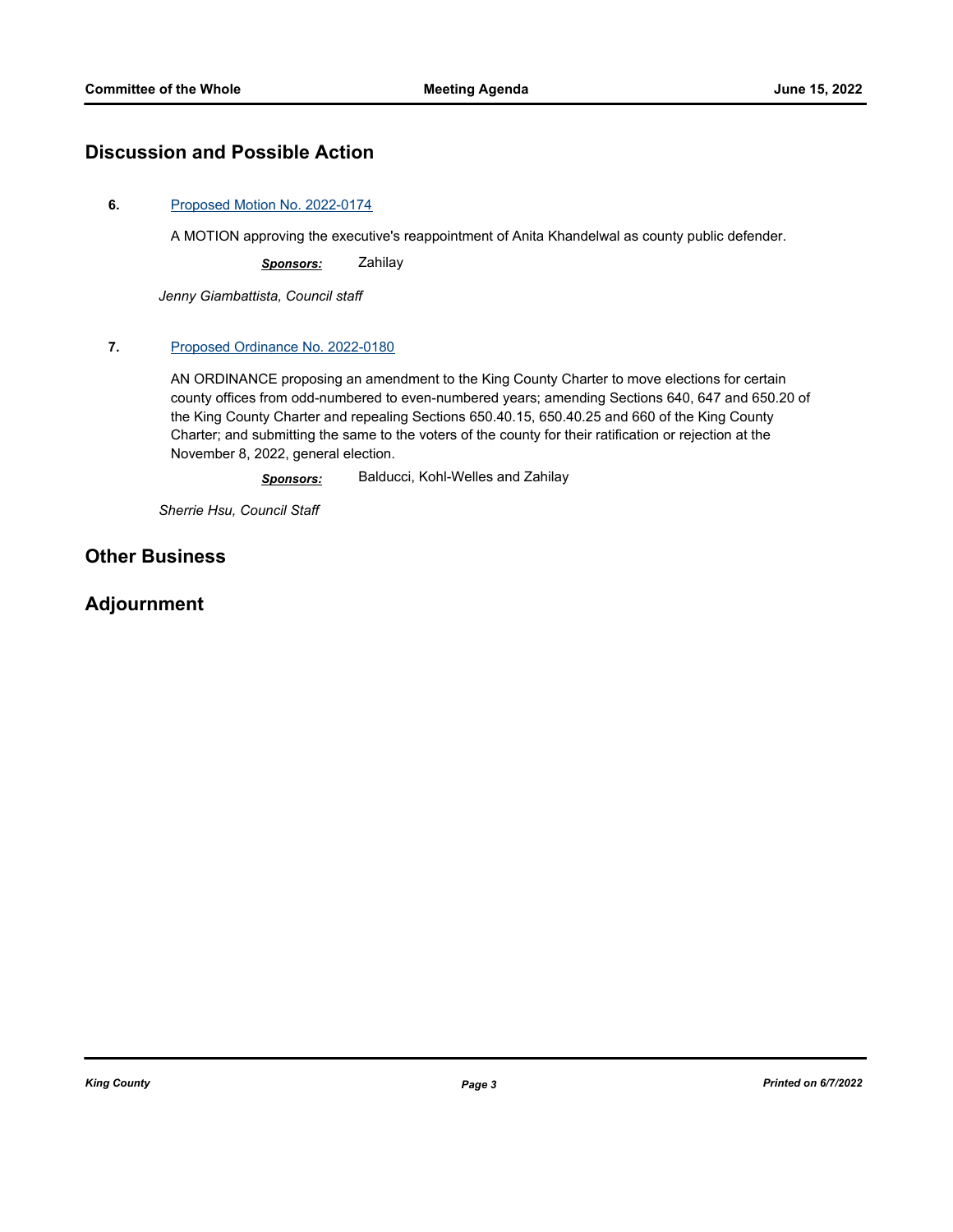## Discussion and Possible Action

**6.** [Proposed Motion No. 2022-0174]

A MOTION approving the executive's reappointment of Anita Khandelwal as county public defender.

***Sponsors:*** Zahilay

*Jenny Giambattista, Council staff*

**7.** [Proposed Ordinance No. 2022-0180]

AN ORDINANCE proposing an amendment to the King County Charter to move elections for certain county offices from odd-numbered to even-numbered years; amending Sections 640, 647 and 650.20 of the King County Charter and repealing Sections 650.40.15, 650.40.25 and 660 of the King County Charter; and submitting the same to the voters of the county for their ratification or rejection at the November 8, 2022, general election.

***Sponsors:*** Balducci, Kohl-Welles and Zahilay

*Sherrie Hsu, Council Staff*

## Other Business

## Adjournment